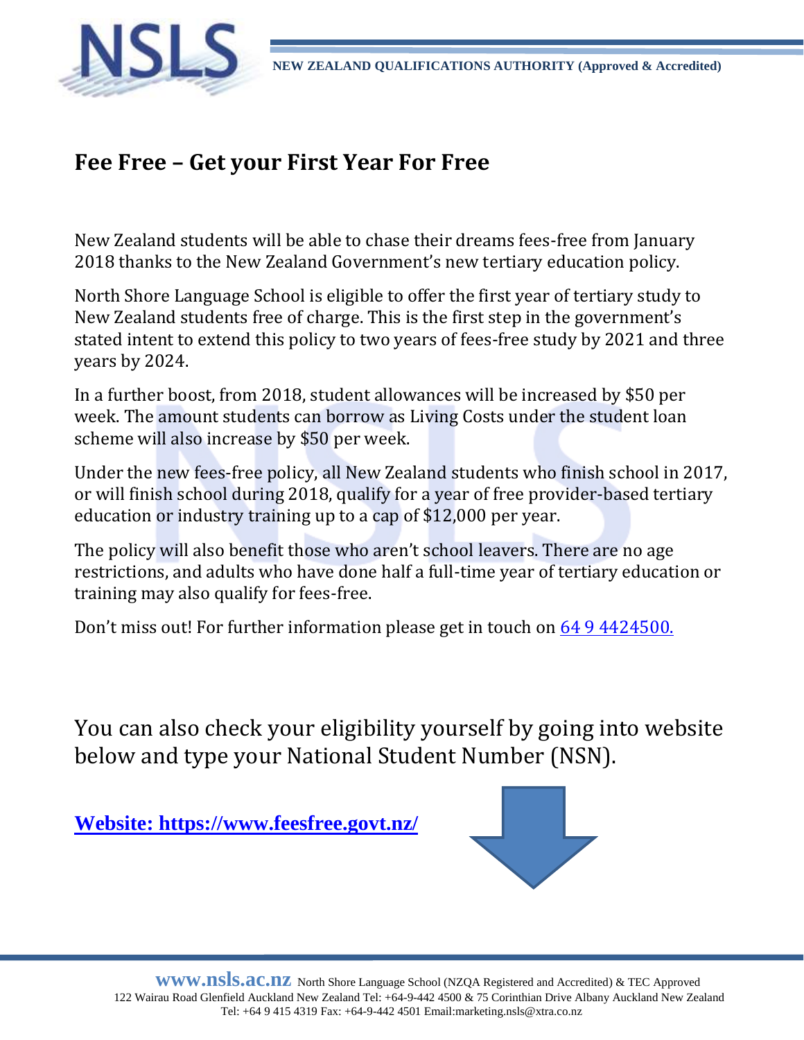NSLS

**NEW ZEALAND QUALIFICATIONS AUTHORITY (Approved & Accredited)**

# Fee Free – Get your First Year For Free

New Zealand students will be able to chase their dreams fees-free from January 2018 thanks to the New Zealand Government's new tertiary education policy.

North Shore Language School is eligible to offer the first year of tertiary study to New Zealand students free of charge. This is the first step in the government's stated intent to extend this policy to two years of fees-free study by 2021 and three years by 2024.

In a further boost, from 2018, student allowances will be increased by $50 per week. The amount students can borrow as Living Costs under the student loan scheme will also increase by $50 per week.

Under the new fees-free policy, all New Zealand students who finish school in 2017, or will finish school during 2018, qualify for a year of free provider-based tertiary education or industry training up to a cap of $12,000 per year.

The policy will also benefit those who aren't school leavers. There are no age restrictions, and adults who have done half a full-time year of tertiary education or training may also qualify for fees-free.

Don't miss out! For further information please get in touch on 64 9 4424500.

You can also check your eligibility yourself by going into website below and type your National Student Number (NSN).

**Website: https://www.feesfree.govt.nz/**

**www.nsls.ac.nz** North Shore Language School (NZQA Registered and Accredited) & TEC Approved
122 Wairau Road Glenfield Auckland New Zealand Tel: +64-9-442 4500 & 75 Corinthian Drive Albany Auckland New Zealand
Tel: +64 9 415 4319 Fax: +64-9-442 4501 Email:marketing.nsls@xtra.co.nz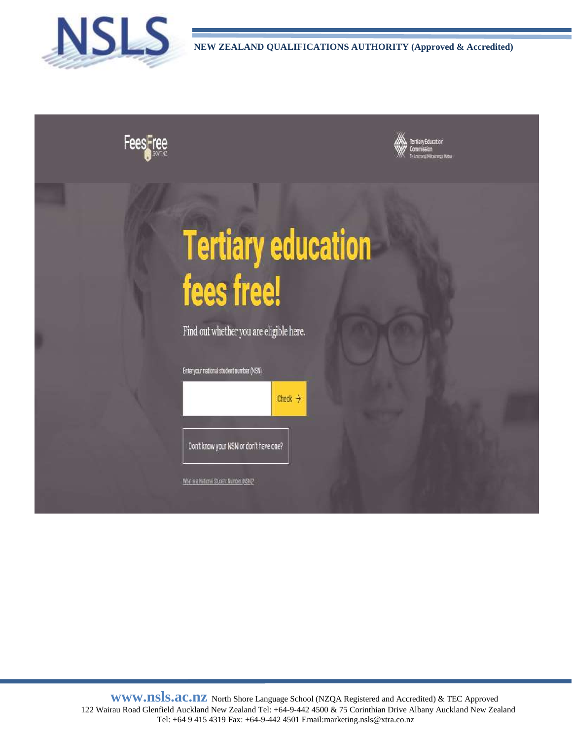FeesFree GOVT.NZ

Tertiary Education Commission
Te Amorangi Mātauranga Matua

# Tertiary education fees free!

Find out whether you are eligible here.

Enter your national student number (NSN)

Check →

Don't know your NSN or don't have one?

What is a National Student Number (NSN)?